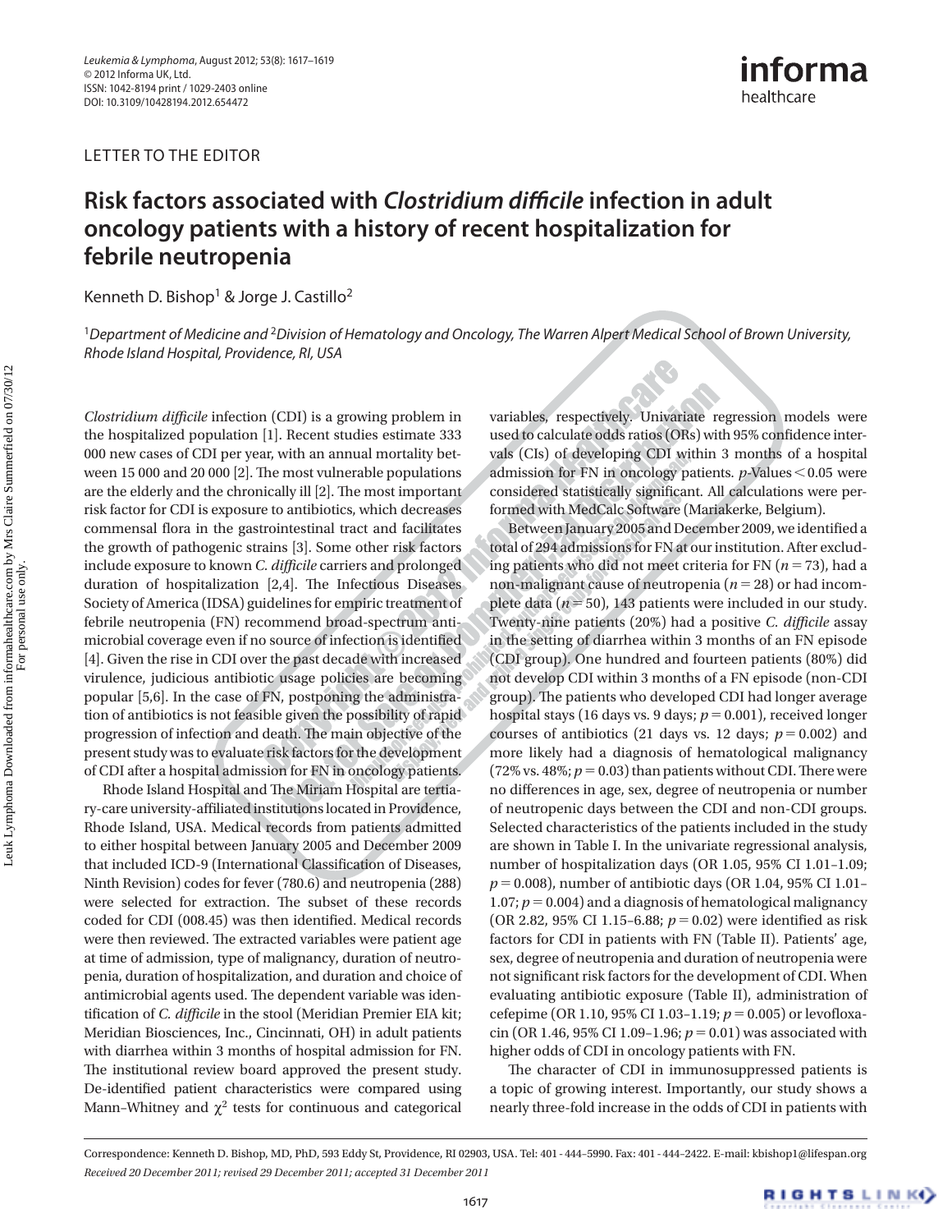LETTER TO THE EDITOR

# Risk factors associated with *Clostridium difficile* infection in adult oncology patients with a history of recent hospitalization for febrile neutropenia

Kenneth D. Bishop[1] & Jorge J. Castillo[2]

[1]*Department of Medicine and* [2]*Division of Hematology and Oncology, The Warren Alpert Medical School of Brown University, Rhode Island Hospital, Providence, RI, USA*

*Clostridium difficile* infection (CDI) is a growing problem in the hospitalized population [1]. Recent studies estimate 333 000 new cases of CDI per year, with an annual mortality between 15 000 and 20 000 [2]. The most vulnerable populations are the elderly and the chronically ill [2]. The most important risk factor for CDI is exposure to antibiotics, which decreases commensal flora in the gastrointestinal tract and facilitates the growth of pathogenic strains [3]. Some other risk factors include exposure to known *C. difficile* carriers and prolonged duration of hospitalization [2,4]. The Infectious Diseases Society of America (IDSA) guidelines for empiric treatment of febrile neutropenia (FN) recommend broad-spectrum antimicrobial coverage even if no source of infection is identified [4]. Given the rise in CDI over the past decade with increased virulence, judicious antibiotic usage policies are becoming popular [5,6]. In the case of FN, postponing the administration of antibiotics is not feasible given the possibility of rapid progression of infection and death. The main objective of the present study was to evaluate risk factors for the development of CDI after a hospital admission for FN in oncology patients.

Rhode Island Hospital and The Miriam Hospital are tertiary-care university-affiliated institutions located in Providence, Rhode Island, USA. Medical records from patients admitted to either hospital between January 2005 and December 2009 that included ICD-9 (International Classification of Diseases, Ninth Revision) codes for fever (780.6) and neutropenia (288) were selected for extraction. The subset of these records coded for CDI (008.45) was then identified. Medical records were then reviewed. The extracted variables were patient age at time of admission, type of malignancy, duration of neutropenia, duration of hospitalization, and duration and choice of antimicrobial agents used. The dependent variable was identification of *C. difficile* in the stool (Meridian Premier EIA kit; Meridian Biosciences, Inc., Cincinnati, OH) in adult patients with diarrhea within 3 months of hospital admission for FN. The institutional review board approved the present study. De-identified patient characteristics were compared using Mann–Whitney and $\chi^2$ tests for continuous and categorical variables, respectively. Univariate regression models were used to calculate odds ratios (ORs) with 95% confidence intervals (CIs) of developing CDI within 3 months of a hospital admission for FN in oncology patients. $p$-Values $< 0.05$ were considered statistically significant. All calculations were performed with MedCalc Software (Mariakerke, Belgium).

Between January 2005 and December 2009, we identified a total of 294 admissions for FN at our institution. After excluding patients who did not meet criteria for FN ($n = 73$), had a non-malignant cause of neutropenia ($n = 28$) or had incomplete data ($n = 50$), 143 patients were included in our study. Twenty-nine patients (20%) had a positive *C. difficile* assay in the setting of diarrhea within 3 months of an FN episode (CDI group). One hundred and fourteen patients (80%) did not develop CDI within 3 months of a FN episode (non-CDI group). The patients who developed CDI had longer average hospital stays (16 days vs. 9 days; $p = 0.001$), received longer courses of antibiotics (21 days vs. 12 days; $p = 0.002$) and more likely had a diagnosis of hematological malignancy (72% vs. 48%; $p = 0.03$) than patients without CDI. There were no differences in age, sex, degree of neutropenia or number of neutropenic days between the CDI and non-CDI groups. Selected characteristics of the patients included in the study are shown in Table I. In the univariate regressional analysis, number of hospitalization days (OR 1.05, 95% CI 1.01–1.09; $p = 0.008$), number of antibiotic days (OR 1.04, 95% CI 1.01–1.07; $p = 0.004$) and a diagnosis of hematological malignancy (OR 2.82, 95% CI 1.15–6.88; $p = 0.02$) were identified as risk factors for CDI in patients with FN (Table II). Patients' age, sex, degree of neutropenia and duration of neutropenia were not significant risk factors for the development of CDI. When evaluating antibiotic exposure (Table II), administration of cefepime (OR 1.10, 95% CI 1.03–1.19; $p = 0.005$) or levofloxacin (OR 1.46, 95% CI 1.09–1.96; $p = 0.01$) was associated with higher odds of CDI in oncology patients with FN.

The character of CDI in immunosuppressed patients is a topic of growing interest. Importantly, our study shows a nearly three-fold increase in the odds of CDI in patients with

Correspondence: Kenneth D. Bishop, MD, PhD, 593 Eddy St, Providence, RI 02903, USA. Tel: 401 - 444–5990. Fax: 401 - 444–2422. E-mail: kbishop1@lifespan.org
*Received 20 December 2011; revised 29 December 2011; accepted 31 December 2011*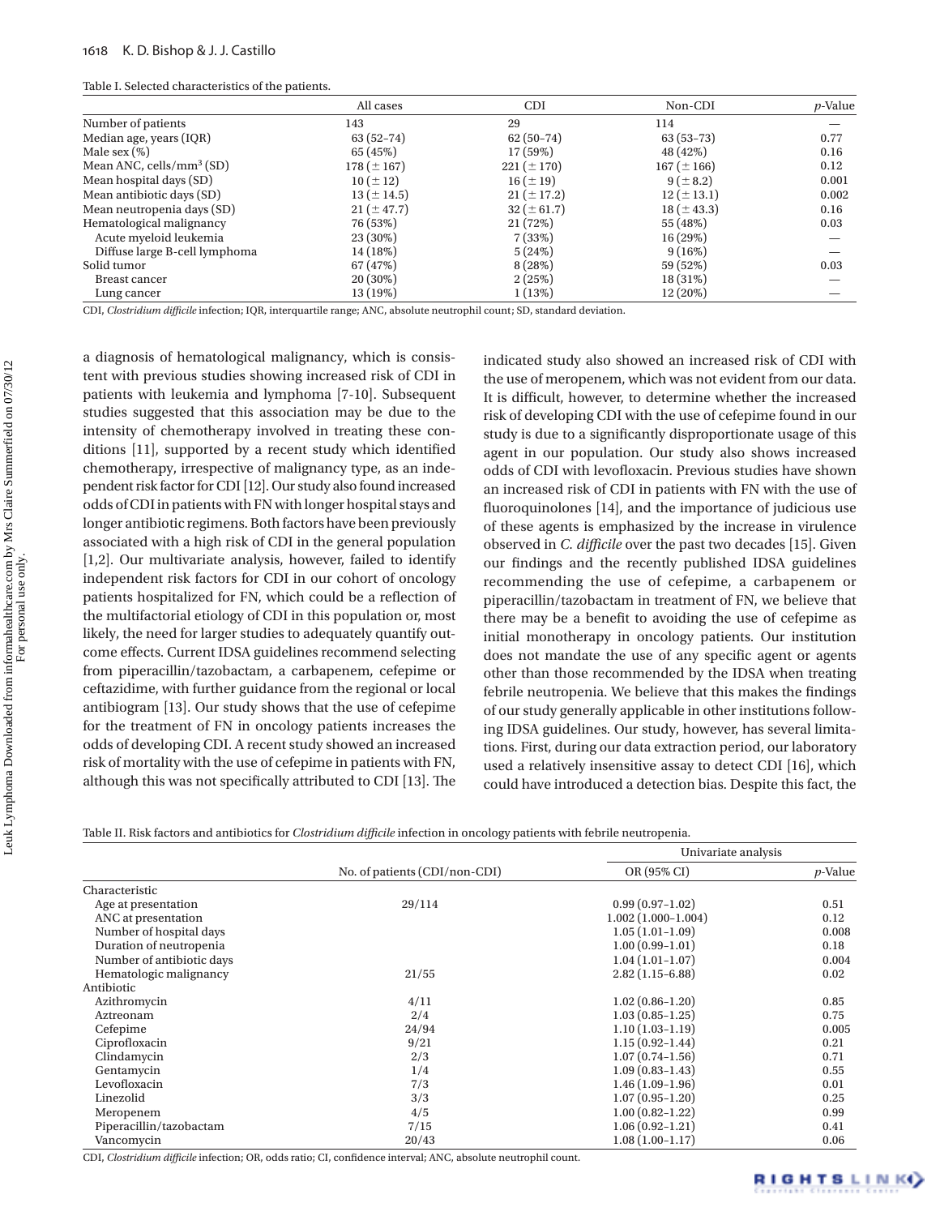Table I. Selected characteristics of the patients.

| | All cases | CDI | Non-CDI | *p*-Value |
|---|---|---|---|---|
| Number of patients | 143 | 29 | 114 | — |
| Median age, years (IQR) | 63 (52–74) | 62 (50–74) | 63 (53–73) | 0.77 |
| Male sex (%) | 65 (45%) | 17 (59%) | 48 (42%) | 0.16 |
| Mean ANC, cells/mm$^3$ (SD) | 178 ($\pm$ 167) | 221 ($\pm$ 170) | 167 ($\pm$ 166) | 0.12 |
| Mean hospital days (SD) | 10 ($\pm$ 12) | 16 ($\pm$ 19) | 9 ($\pm$ 8.2) | 0.001 |
| Mean antibiotic days (SD) | 13 ($\pm$ 14.5) | 21 ($\pm$ 17.2) | 12 ($\pm$ 13.1) | 0.002 |
| Mean neutropenia days (SD) | 21 ($\pm$ 47.7) | 32 ($\pm$ 61.7) | 18 ($\pm$ 43.3) | 0.16 |
| Hematological malignancy | 76 (53%) | 21 (72%) | 55 (48%) | 0.03 |
| Acute myeloid leukemia | 23 (30%) | 7 (33%) | 16 (29%) | — |
| Diffuse large B-cell lymphoma | 14 (18%) | 5 (24%) | 9 (16%) | — |
| Solid tumor | 67 (47%) | 8 (28%) | 59 (52%) | 0.03 |
| Breast cancer | 20 (30%) | 2 (25%) | 18 (31%) | — |
| Lung cancer | 13 (19%) | 1 (13%) | 12 (20%) | — |

CDI, *Clostridium difficile* infection; IQR, interquartile range; ANC, absolute neutrophil count; SD, standard deviation.

a diagnosis of hematological malignancy, which is consistent with previous studies showing increased risk of CDI in patients with leukemia and lymphoma [7-10]. Subsequent studies suggested that this association may be due to the intensity of chemotherapy involved in treating these conditions [11], supported by a recent study which identified chemotherapy, irrespective of malignancy type, as an independent risk factor for CDI [12]. Our study also found increased odds of CDI in patients with FN with longer hospital stays and longer antibiotic regimens. Both factors have been previously associated with a high risk of CDI in the general population [1,2]. Our multivariate analysis, however, failed to identify independent risk factors for CDI in our cohort of oncology patients hospitalized for FN, which could be a reflection of the multifactorial etiology of CDI in this population or, most likely, the need for larger studies to adequately quantify outcome effects. Current IDSA guidelines recommend selecting from piperacillin/tazobactam, a carbapenem, cefepime or ceftazidime, with further guidance from the regional or local antibiogram [13]. Our study shows that the use of cefepime for the treatment of FN in oncology patients increases the odds of developing CDI. A recent study showed an increased risk of mortality with the use of cefepime in patients with FN, although this was not specifically attributed to CDI [13]. The indicated study also showed an increased risk of CDI with the use of meropenem, which was not evident from our data. It is difficult, however, to determine whether the increased risk of developing CDI with the use of cefepime found in our study is due to a significantly disproportionate usage of this agent in our population. Our study also shows increased odds of CDI with levofloxacin. Previous studies have shown an increased risk of CDI in patients with FN with the use of fluoroquinolones [14], and the importance of judicious use of these agents is emphasized by the increase in virulence observed in *C. difficile* over the past two decades [15]. Given our findings and the recently published IDSA guidelines recommending the use of cefepime, a carbapenem or piperacillin/tazobactam in treatment of FN, we believe that there may be a benefit to avoiding the use of cefepime as initial monotherapy in oncology patients. Our institution does not mandate the use of any specific agent or agents other than those recommended by the IDSA when treating febrile neutropenia. We believe that this makes the findings of our study generally applicable in other institutions following IDSA guidelines. Our study, however, has several limitations. First, during our data extraction period, our laboratory used a relatively insensitive assay to detect CDI [16], which could have introduced a detection bias. Despite this fact, the

Table II. Risk factors and antibiotics for *Clostridium difficile* infection in oncology patients with febrile neutropenia.

| | | Univariate analysis | |
|---|---|---|---|
| | No. of patients (CDI/non-CDI) | OR (95% CI) | *p*-Value |
| Characteristic | | | |
| Age at presentation | 29/114 | 0.99 (0.97–1.02) | 0.51 |
| ANC at presentation | | 1.002 (1.000–1.004) | 0.12 |
| Number of hospital days | | 1.05 (1.01–1.09) | 0.008 |
| Duration of neutropenia | | 1.00 (0.99–1.01) | 0.18 |
| Number of antibiotic days | | 1.04 (1.01–1.07) | 0.004 |
| Hematologic malignancy | 21/55 | 2.82 (1.15–6.88) | 0.02 |
| Antibiotic | | | |
| Azithromycin | 4/11 | 1.02 (0.86–1.20) | 0.85 |
| Aztreonam | 2/4 | 1.03 (0.85–1.25) | 0.75 |
| Cefepime | 24/94 | 1.10 (1.03–1.19) | 0.005 |
| Ciprofloxacin | 9/21 | 1.15 (0.92–1.44) | 0.21 |
| Clindamycin | 2/3 | 1.07 (0.74–1.56) | 0.71 |
| Gentamycin | 1/4 | 1.09 (0.83–1.43) | 0.55 |
| Levofloxacin | 7/3 | 1.46 (1.09–1.96) | 0.01 |
| Linezolid | 3/3 | 1.07 (0.95–1.20) | 0.25 |
| Meropenem | 4/5 | 1.00 (0.82–1.22) | 0.99 |
| Piperacillin/tazobactam | 7/15 | 1.06 (0.92–1.21) | 0.41 |
| Vancomycin | 20/43 | 1.08 (1.00–1.17) | 0.06 |

CDI, *Clostridium difficile* infection; OR, odds ratio; CI, confidence interval; ANC, absolute neutrophil count.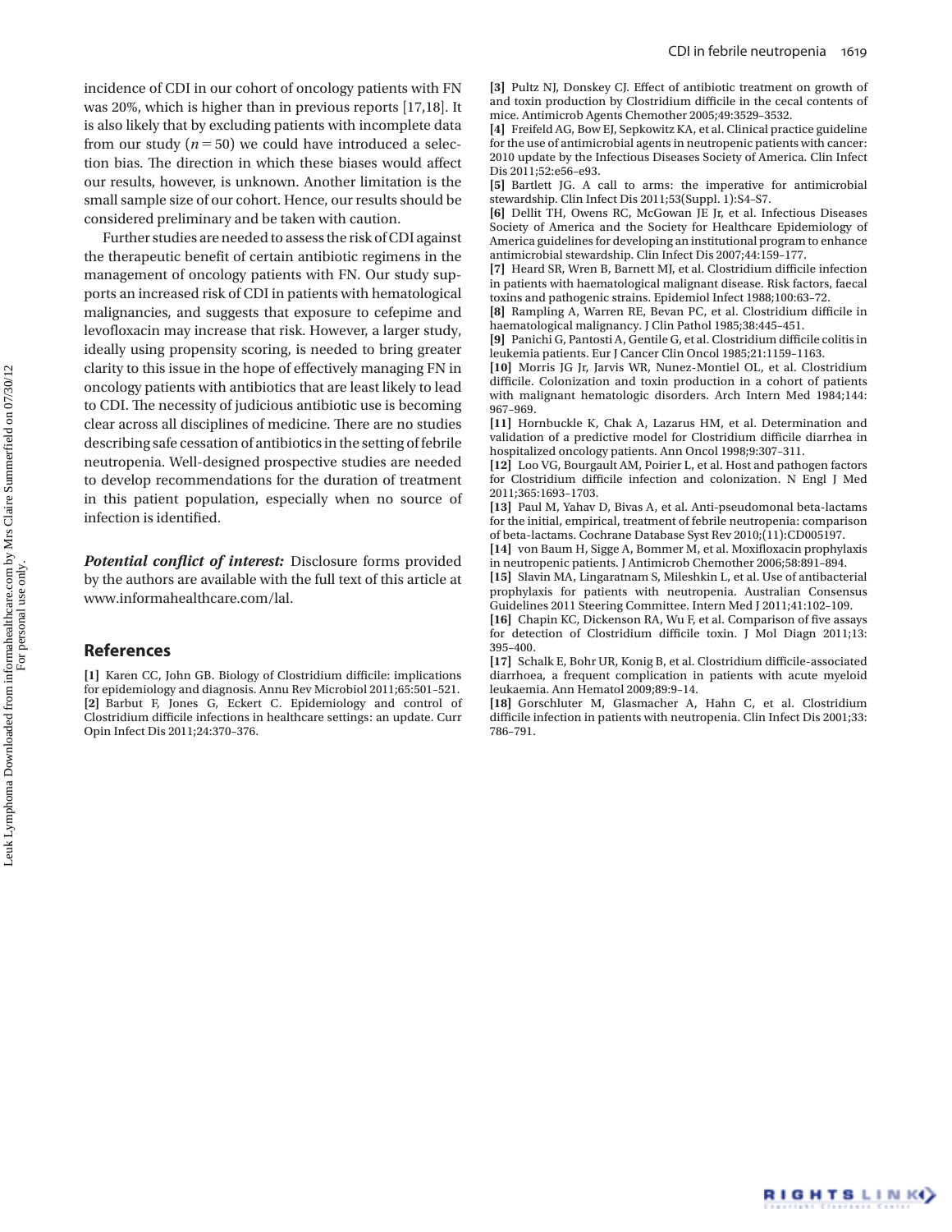incidence of CDI in our cohort of oncology patients with FN was 20%, which is higher than in previous reports [17,18]. It is also likely that by excluding patients with incomplete data from our study ($n = 50$) we could have introduced a selection bias. The direction in which these biases would affect our results, however, is unknown. Another limitation is the small sample size of our cohort. Hence, our results should be considered preliminary and be taken with caution.

Further studies are needed to assess the risk of CDI against the therapeutic benefit of certain antibiotic regimens in the management of oncology patients with FN. Our study supports an increased risk of CDI in patients with hematological malignancies, and suggests that exposure to cefepime and levofloxacin may increase that risk. However, a larger study, ideally using propensity scoring, is needed to bring greater clarity to this issue in the hope of effectively managing FN in oncology patients with antibiotics that are least likely to lead to CDI. The necessity of judicious antibiotic use is becoming clear across all disciplines of medicine. There are no studies describing safe cessation of antibiotics in the setting of febrile neutropenia. Well-designed prospective studies are needed to develop recommendations for the duration of treatment in this patient population, especially when no source of infection is identified.

***Potential conflict of interest:*** Disclosure forms provided by the authors are available with the full text of this article at www.informahealthcare.com/lal.

## References

**[1]** Karen CC, John GB. Biology of Clostridium difficile: implications for epidemiology and diagnosis. Annu Rev Microbiol 2011;65:501–521.

**[2]** Barbut F, Jones G, Eckert C. Epidemiology and control of Clostridium difficile infections in healthcare settings: an update. Curr Opin Infect Dis 2011;24:370–376.

**[3]** Pultz NJ, Donskey CJ. Effect of antibiotic treatment on growth of and toxin production by Clostridium difficile in the cecal contents of mice. Antimicrob Agents Chemother 2005;49:3529–3532.

**[4]** Freifeld AG, Bow EJ, Sepkowitz KA, et al. Clinical practice guideline for the use of antimicrobial agents in neutropenic patients with cancer: 2010 update by the Infectious Diseases Society of America. Clin Infect Dis 2011;52:e56–e93.

**[5]** Bartlett JG. A call to arms: the imperative for antimicrobial stewardship. Clin Infect Dis 2011;53(Suppl. 1):S4–S7.

**[6]** Dellit TH, Owens RC, McGowan JE Jr, et al. Infectious Diseases Society of America and the Society for Healthcare Epidemiology of America guidelines for developing an institutional program to enhance antimicrobial stewardship. Clin Infect Dis 2007;44:159–177.

**[7]** Heard SR, Wren B, Barnett MJ, et al. Clostridium difficile infection in patients with haematological malignant disease. Risk factors, faecal toxins and pathogenic strains. Epidemiol Infect 1988;100:63–72.

**[8]** Rampling A, Warren RE, Bevan PC, et al. Clostridium difficile in haematological malignancy. J Clin Pathol 1985;38:445–451.

**[9]** Panichi G, Pantosti A, Gentile G, et al. Clostridium difficile colitis in leukemia patients. Eur J Cancer Clin Oncol 1985;21:1159–1163.

**[10]** Morris JG Jr, Jarvis WR, Nunez-Montiel OL, et al. Clostridium difficile. Colonization and toxin production in a cohort of patients with malignant hematologic disorders. Arch Intern Med 1984;144: 967–969.

**[11]** Hornbuckle K, Chak A, Lazarus HM, et al. Determination and validation of a predictive model for Clostridium difficile diarrhea in hospitalized oncology patients. Ann Oncol 1998;9:307–311.

**[12]** Loo VG, Bourgault AM, Poirier L, et al. Host and pathogen factors for Clostridium difficile infection and colonization. N Engl J Med 2011;365:1693–1703.

**[13]** Paul M, Yahav D, Bivas A, et al. Anti-pseudomonal beta-lactams for the initial, empirical, treatment of febrile neutropenia: comparison of beta-lactams. Cochrane Database Syst Rev 2010;(11):CD005197.

**[14]** von Baum H, Sigge A, Bommer M, et al. Moxifloxacin prophylaxis in neutropenic patients. J Antimicrob Chemother 2006;58:891–894.

**[15]** Slavin MA, Lingaratnam S, Mileshkin L, et al. Use of antibacterial prophylaxis for patients with neutropenia. Australian Consensus Guidelines 2011 Steering Committee. Intern Med J 2011;41:102–109.

**[16]** Chapin KC, Dickenson RA, Wu F, et al. Comparison of five assays for detection of Clostridium difficile toxin. J Mol Diagn 2011;13: 395–400.

**[17]** Schalk E, Bohr UR, Konig B, et al. Clostridium difficile-associated diarrhoea, a frequent complication in patients with acute myeloid leukaemia. Ann Hematol 2009;89:9–14.

**[18]** Gorschluter M, Glasmacher A, Hahn C, et al. Clostridium difficile infection in patients with neutropenia. Clin Infect Dis 2001;33: 786–791.